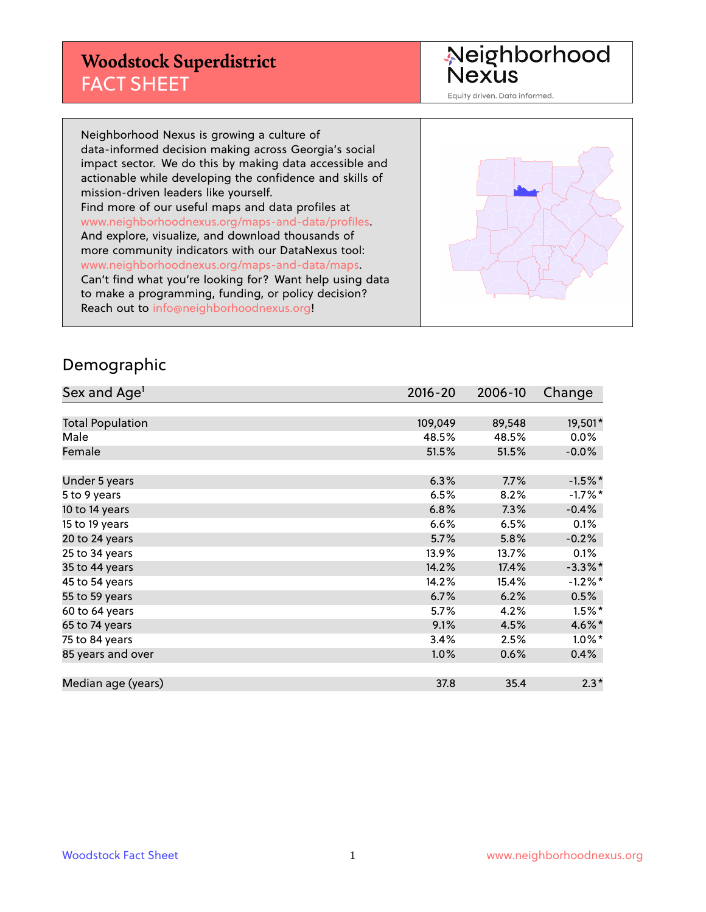# Woodstock Superdistrict
## FACT SHEET

Neighborhood Nexus

Equity driven. Data informed.

Neighborhood Nexus is growing a culture of data-informed decision making across Georgia's social impact sector. We do this by making data accessible and actionable while developing the confidence and skills of mission-driven leaders like yourself.
Find more of our useful maps and data profiles at www.neighborhoodnexus.org/maps-and-data/profiles.
And explore, visualize, and download thousands of more community indicators with our DataNexus tool: www.neighborhoodnexus.org/maps-and-data/maps.
Can't find what you're looking for? Want help using data to make a programming, funding, or policy decision?
Reach out to info@neighborhoodnexus.org!

## Demographic

| Sex and Age[1] | 2016-20 | 2006-10 | Change |
|---|---|---|---|
| Total Population | 109,049 | 89,548 | 19,501* |
| Male | 48.5% | 48.5% | 0.0% |
| Female | 51.5% | 51.5% | -0.0% |
| | | | |
| Under 5 years | 6.3% | 7.7% | -1.5%* |
| 5 to 9 years | 6.5% | 8.2% | -1.7%* |
| 10 to 14 years | 6.8% | 7.3% | -0.4% |
| 15 to 19 years | 6.6% | 6.5% | 0.1% |
| 20 to 24 years | 5.7% | 5.8% | -0.2% |
| 25 to 34 years | 13.9% | 13.7% | 0.1% |
| 35 to 44 years | 14.2% | 17.4% | -3.3%* |
| 45 to 54 years | 14.2% | 15.4% | -1.2%* |
| 55 to 59 years | 6.7% | 6.2% | 0.5% |
| 60 to 64 years | 5.7% | 4.2% | 1.5%* |
| 65 to 74 years | 9.1% | 4.5% | 4.6%* |
| 75 to 84 years | 3.4% | 2.5% | 1.0%* |
| 85 years and over | 1.0% | 0.6% | 0.4% |
| | | | |
| Median age (years) | 37.8 | 35.4 | 2.3* |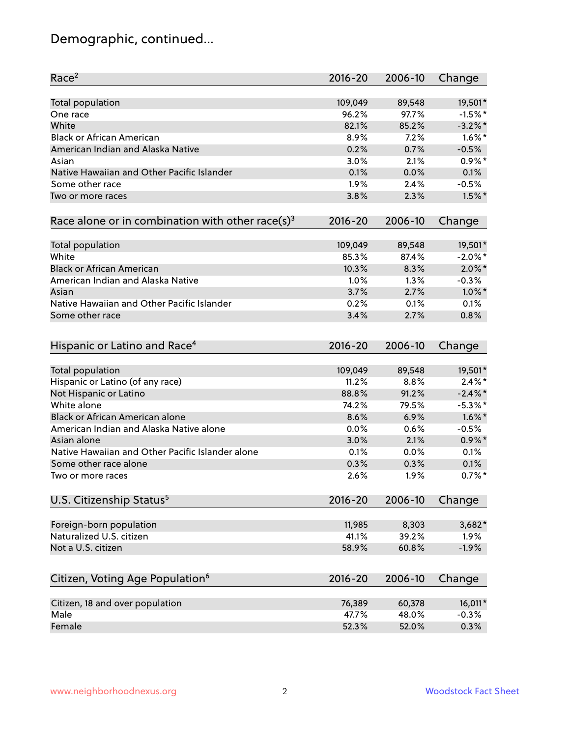## Demographic, continued...

| Race[2] | 2016-20 | 2006-10 | Change |
|---|---|---|---|
| Total population | 109,049 | 89,548 | 19,501* |
| One race | 96.2% | 97.7% | -1.5%* |
| White | 82.1% | 85.2% | -3.2%* |
| Black or African American | 8.9% | 7.2% | 1.6%* |
| American Indian and Alaska Native | 0.2% | 0.7% | -0.5% |
| Asian | 3.0% | 2.1% | 0.9%* |
| Native Hawaiian and Other Pacific Islander | 0.1% | 0.0% | 0.1% |
| Some other race | 1.9% | 2.4% | -0.5% |
| Two or more races | 3.8% | 2.3% | 1.5%* |

| Race alone or in combination with other race(s)[3] | 2016-20 | 2006-10 | Change |
|---|---|---|---|
| Total population | 109,049 | 89,548 | 19,501* |
| White | 85.3% | 87.4% | -2.0%* |
| Black or African American | 10.3% | 8.3% | 2.0%* |
| American Indian and Alaska Native | 1.0% | 1.3% | -0.3% |
| Asian | 3.7% | 2.7% | 1.0%* |
| Native Hawaiian and Other Pacific Islander | 0.2% | 0.1% | 0.1% |
| Some other race | 3.4% | 2.7% | 0.8% |

| Hispanic or Latino and Race[4] | 2016-20 | 2006-10 | Change |
|---|---|---|---|
| Total population | 109,049 | 89,548 | 19,501* |
| Hispanic or Latino (of any race) | 11.2% | 8.8% | 2.4%* |
| Not Hispanic or Latino | 88.8% | 91.2% | -2.4%* |
| White alone | 74.2% | 79.5% | -5.3%* |
| Black or African American alone | 8.6% | 6.9% | 1.6%* |
| American Indian and Alaska Native alone | 0.0% | 0.6% | -0.5% |
| Asian alone | 3.0% | 2.1% | 0.9%* |
| Native Hawaiian and Other Pacific Islander alone | 0.1% | 0.0% | 0.1% |
| Some other race alone | 0.3% | 0.3% | 0.1% |
| Two or more races | 2.6% | 1.9% | 0.7%* |

| U.S. Citizenship Status[5] | 2016-20 | 2006-10 | Change |
|---|---|---|---|
| Foreign-born population | 11,985 | 8,303 | 3,682* |
| Naturalized U.S. citizen | 41.1% | 39.2% | 1.9% |
| Not a U.S. citizen | 58.9% | 60.8% | -1.9% |

| Citizen, Voting Age Population[6] | 2016-20 | 2006-10 | Change |
|---|---|---|---|
| Citizen, 18 and over population | 76,389 | 60,378 | 16,011* |
| Male | 47.7% | 48.0% | -0.3% |
| Female | 52.3% | 52.0% | 0.3% |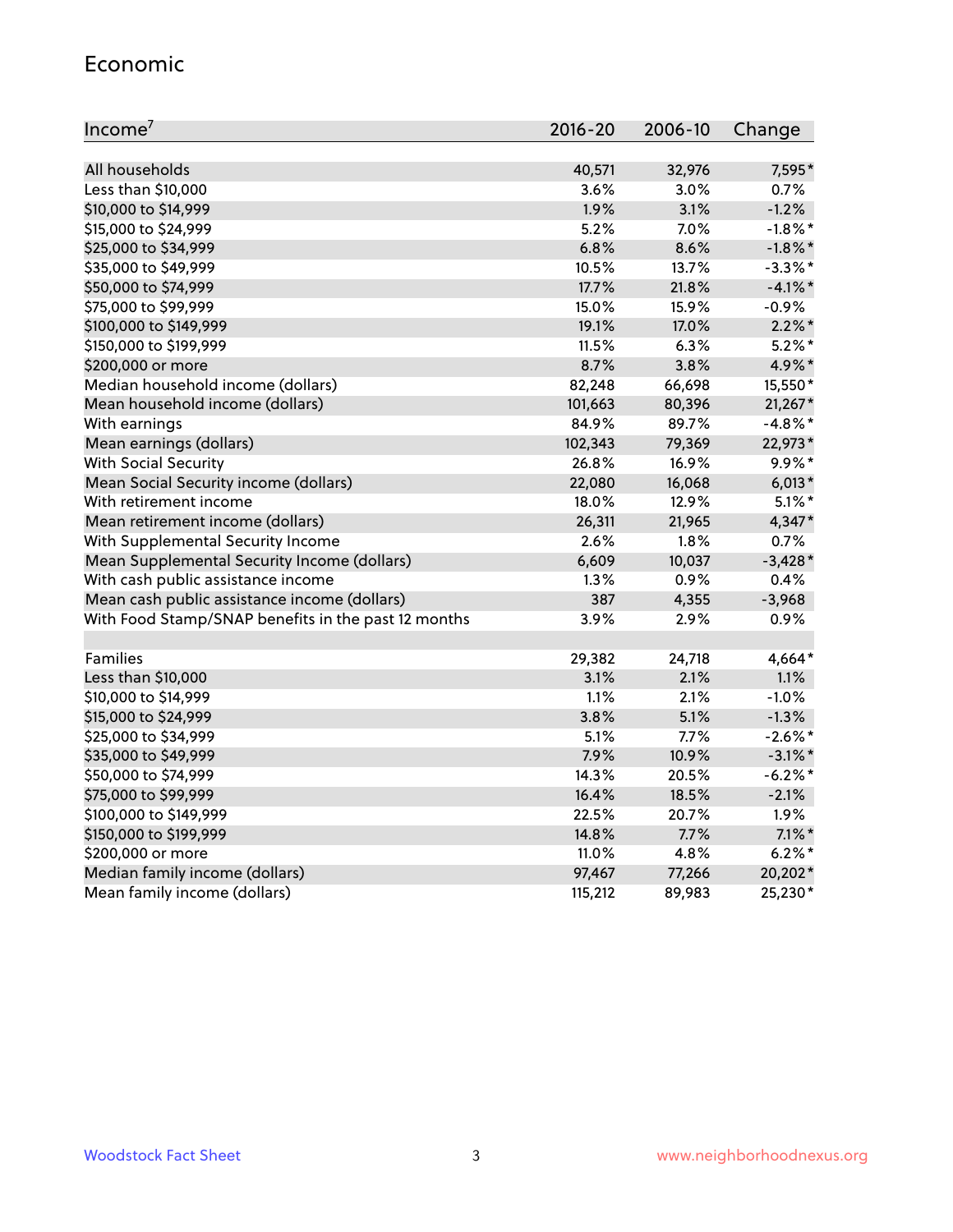## Economic

| Income[7] | 2016-20 | 2006-10 | Change |
|---|---|---|---|
| All households | 40,571 | 32,976 | 7,595* |
| Less than $10,000 | 3.6% | 3.0% | 0.7% |
| $10,000 to $14,999 | 1.9% | 3.1% | -1.2% |
| $15,000 to $24,999 | 5.2% | 7.0% | -1.8%* |
| $25,000 to $34,999 | 6.8% | 8.6% | -1.8%* |
| $35,000 to $49,999 | 10.5% | 13.7% | -3.3%* |
| $50,000 to $74,999 | 17.7% | 21.8% | -4.1%* |
| $75,000 to $99,999 | 15.0% | 15.9% | -0.9% |
| $100,000 to $149,999 | 19.1% | 17.0% | 2.2%* |
| $150,000 to $199,999 | 11.5% | 6.3% | 5.2%* |
| $200,000 or more | 8.7% | 3.8% | 4.9%* |
| Median household income (dollars) | 82,248 | 66,698 | 15,550* |
| Mean household income (dollars) | 101,663 | 80,396 | 21,267* |
| With earnings | 84.9% | 89.7% | -4.8%* |
| Mean earnings (dollars) | 102,343 | 79,369 | 22,973* |
| With Social Security | 26.8% | 16.9% | 9.9%* |
| Mean Social Security income (dollars) | 22,080 | 16,068 | 6,013* |
| With retirement income | 18.0% | 12.9% | 5.1%* |
| Mean retirement income (dollars) | 26,311 | 21,965 | 4,347* |
| With Supplemental Security Income | 2.6% | 1.8% | 0.7% |
| Mean Supplemental Security Income (dollars) | 6,609 | 10,037 | -3,428* |
| With cash public assistance income | 1.3% | 0.9% | 0.4% |
| Mean cash public assistance income (dollars) | 387 | 4,355 | -3,968 |
| With Food Stamp/SNAP benefits in the past 12 months | 3.9% | 2.9% | 0.9% |
| | | | |
| Families | 29,382 | 24,718 | 4,664* |
| Less than $10,000 | 3.1% | 2.1% | 1.1% |
| $10,000 to $14,999 | 1.1% | 2.1% | -1.0% |
| $15,000 to $24,999 | 3.8% | 5.1% | -1.3% |
| $25,000 to $34,999 | 5.1% | 7.7% | -2.6%* |
| $35,000 to $49,999 | 7.9% | 10.9% | -3.1%* |
| $50,000 to $74,999 | 14.3% | 20.5% | -6.2%* |
| $75,000 to $99,999 | 16.4% | 18.5% | -2.1% |
| $100,000 to $149,999 | 22.5% | 20.7% | 1.9% |
| $150,000 to $199,999 | 14.8% | 7.7% | 7.1%* |
| $200,000 or more | 11.0% | 4.8% | 6.2%* |
| Median family income (dollars) | 97,467 | 77,266 | 20,202* |
| Mean family income (dollars) | 115,212 | 89,983 | 25,230* |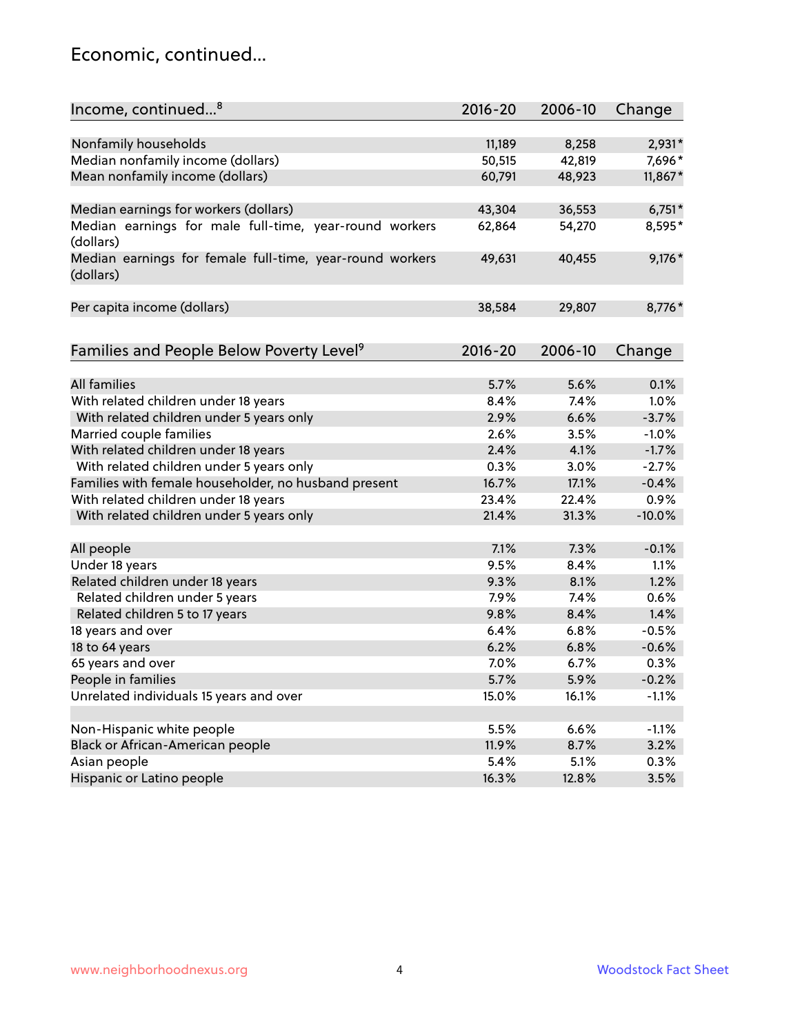## Economic, continued...

| Income, continued...[8] | 2016-20 | 2006-10 | Change |
|---|---|---|---|
| Nonfamily households | 11,189 | 8,258 | 2,931* |
| Median nonfamily income (dollars) | 50,515 | 42,819 | 7,696* |
| Mean nonfamily income (dollars) | 60,791 | 48,923 | 11,867* |
| Median earnings for workers (dollars) | 43,304 | 36,553 | 6,751* |
| Median earnings for male full-time, year-round workers (dollars) | 62,864 | 54,270 | 8,595* |
| Median earnings for female full-time, year-round workers (dollars) | 49,631 | 40,455 | 9,176* |
| Per capita income (dollars) | 38,584 | 29,807 | 8,776* |

| Families and People Below Poverty Level[9] | 2016-20 | 2006-10 | Change |
|---|---|---|---|
| All families | 5.7% | 5.6% | 0.1% |
| With related children under 18 years | 8.4% | 7.4% | 1.0% |
| With related children under 5 years only | 2.9% | 6.6% | -3.7% |
| Married couple families | 2.6% | 3.5% | -1.0% |
| With related children under 18 years | 2.4% | 4.1% | -1.7% |
| With related children under 5 years only | 0.3% | 3.0% | -2.7% |
| Families with female householder, no husband present | 16.7% | 17.1% | -0.4% |
| With related children under 18 years | 23.4% | 22.4% | 0.9% |
| With related children under 5 years only | 21.4% | 31.3% | -10.0% |
| All people | 7.1% | 7.3% | -0.1% |
| Under 18 years | 9.5% | 8.4% | 1.1% |
| Related children under 18 years | 9.3% | 8.1% | 1.2% |
| Related children under 5 years | 7.9% | 7.4% | 0.6% |
| Related children 5 to 17 years | 9.8% | 8.4% | 1.4% |
| 18 years and over | 6.4% | 6.8% | -0.5% |
| 18 to 64 years | 6.2% | 6.8% | -0.6% |
| 65 years and over | 7.0% | 6.7% | 0.3% |
| People in families | 5.7% | 5.9% | -0.2% |
| Unrelated individuals 15 years and over | 15.0% | 16.1% | -1.1% |
| Non-Hispanic white people | 5.5% | 6.6% | -1.1% |
| Black or African-American people | 11.9% | 8.7% | 3.2% |
| Asian people | 5.4% | 5.1% | 0.3% |
| Hispanic or Latino people | 16.3% | 12.8% | 3.5% |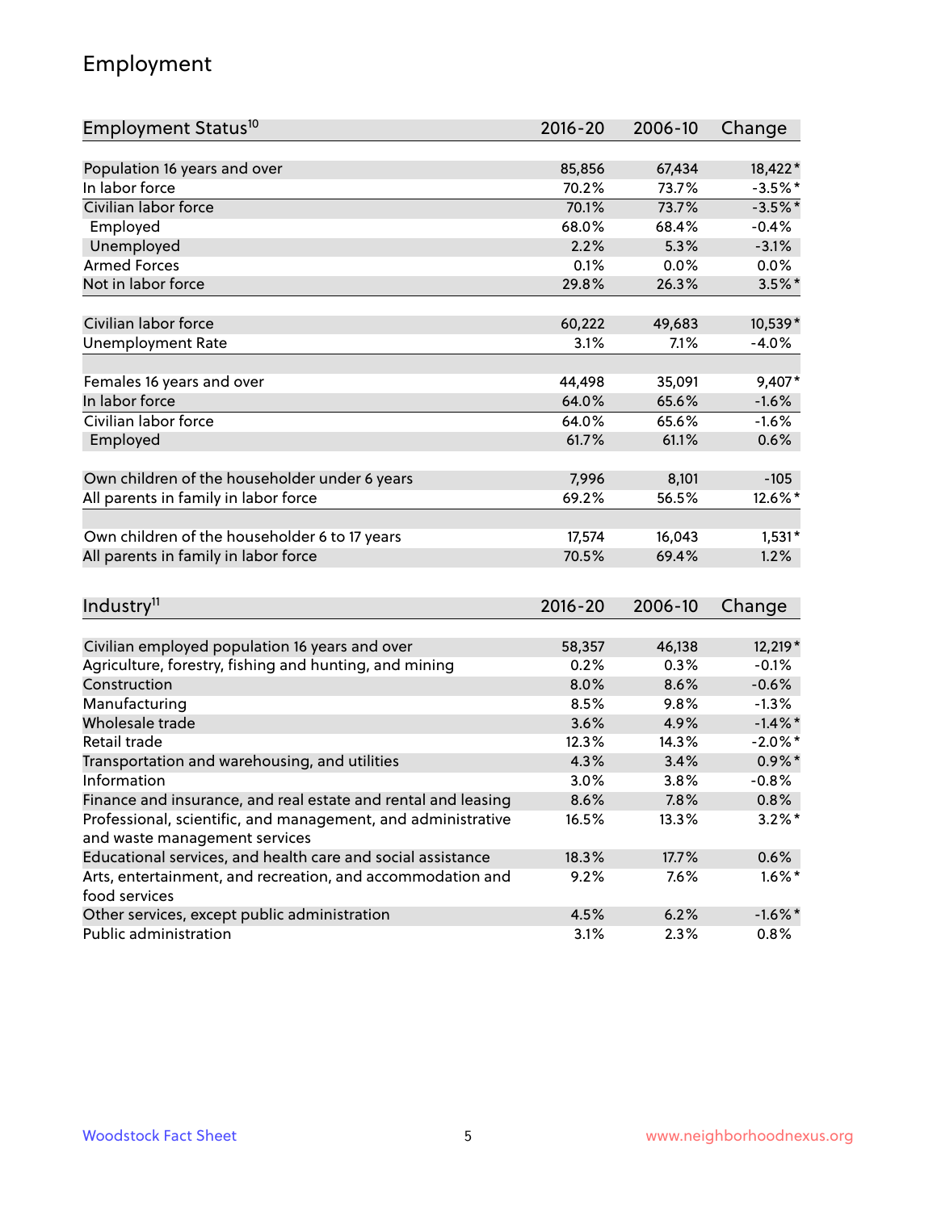## Employment

| Employment Status[10] | 2016-20 | 2006-10 | Change |
|---|---|---|---|
| Population 16 years and over | 85,856 | 67,434 | 18,422* |
| In labor force | 70.2% | 73.7% | -3.5%* |
| Civilian labor force | 70.1% | 73.7% | -3.5%* |
| Employed | 68.0% | 68.4% | -0.4% |
| Unemployed | 2.2% | 5.3% | -3.1% |
| Armed Forces | 0.1% | 0.0% | 0.0% |
| Not in labor force | 29.8% | 26.3% | 3.5%* |
| | | | |
| Civilian labor force | 60,222 | 49,683 | 10,539* |
| Unemployment Rate | 3.1% | 7.1% | -4.0% |
| | | | |
| Females 16 years and over | 44,498 | 35,091 | 9,407* |
| In labor force | 64.0% | 65.6% | -1.6% |
| Civilian labor force | 64.0% | 65.6% | -1.6% |
| Employed | 61.7% | 61.1% | 0.6% |
| | | | |
| Own children of the householder under 6 years | 7,996 | 8,101 | -105 |
| All parents in family in labor force | 69.2% | 56.5% | 12.6%* |
| | | | |
| Own children of the householder 6 to 17 years | 17,574 | 16,043 | 1,531* |
| All parents in family in labor force | 70.5% | 69.4% | 1.2% |

| Industry[11] | 2016-20 | 2006-10 | Change |
|---|---|---|---|
| Civilian employed population 16 years and over | 58,357 | 46,138 | 12,219* |
| Agriculture, forestry, fishing and hunting, and mining | 0.2% | 0.3% | -0.1% |
| Construction | 8.0% | 8.6% | -0.6% |
| Manufacturing | 8.5% | 9.8% | -1.3% |
| Wholesale trade | 3.6% | 4.9% | -1.4%* |
| Retail trade | 12.3% | 14.3% | -2.0%* |
| Transportation and warehousing, and utilities | 4.3% | 3.4% | 0.9%* |
| Information | 3.0% | 3.8% | -0.8% |
| Finance and insurance, and real estate and rental and leasing | 8.6% | 7.8% | 0.8% |
| Professional, scientific, and management, and administrative and waste management services | 16.5% | 13.3% | 3.2%* |
| Educational services, and health care and social assistance | 18.3% | 17.7% | 0.6% |
| Arts, entertainment, and recreation, and accommodation and food services | 9.2% | 7.6% | 1.6%* |
| Other services, except public administration | 4.5% | 6.2% | -1.6%* |
| Public administration | 3.1% | 2.3% | 0.8% |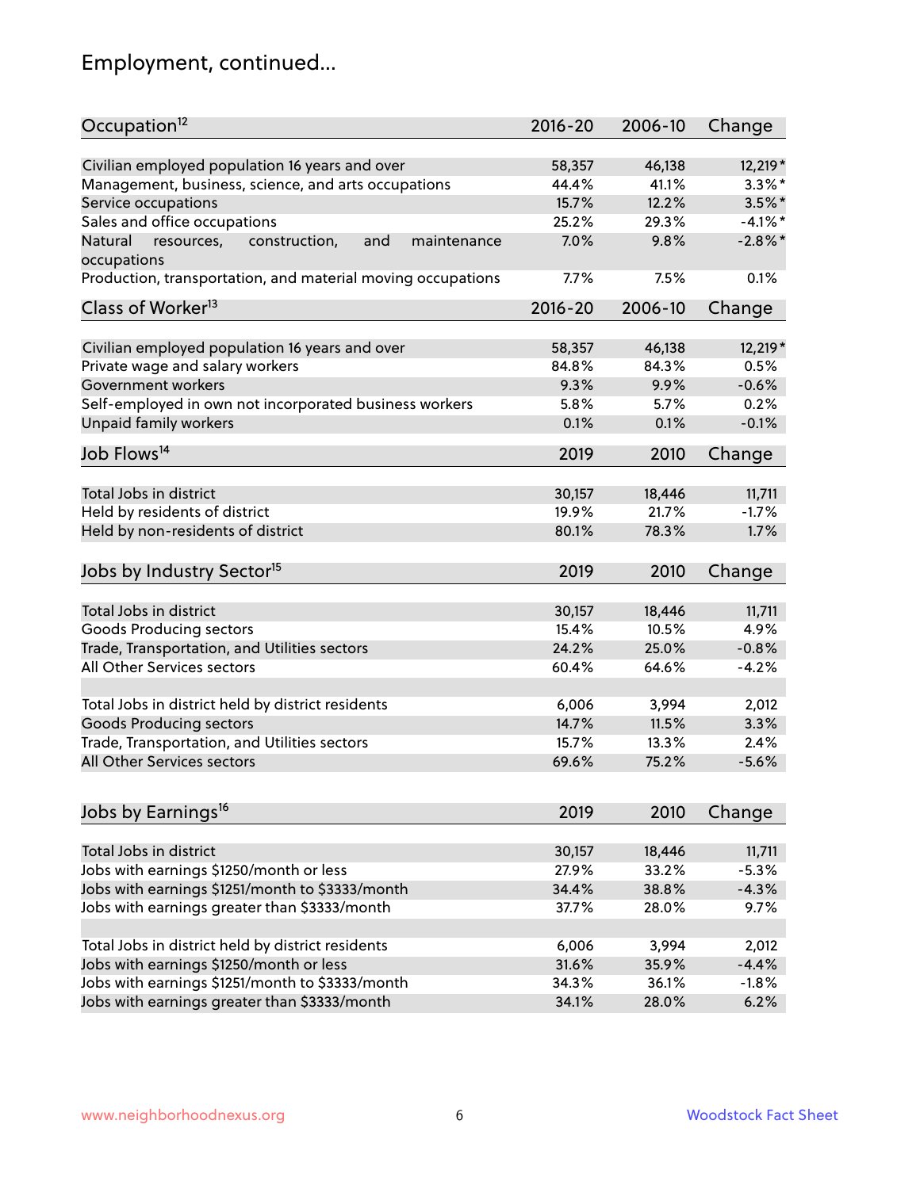## Employment, continued...

| Occupation[12] | 2016-20 | 2006-10 | Change |
|---|---|---|---|
| Civilian employed population 16 years and over | 58,357 | 46,138 | 12,219* |
| Management, business, science, and arts occupations | 44.4% | 41.1% | 3.3%* |
| Service occupations | 15.7% | 12.2% | 3.5%* |
| Sales and office occupations | 25.2% | 29.3% | -4.1%* |
| Natural resources, construction, and maintenance occupations | 7.0% | 9.8% | -2.8%* |
| Production, transportation, and material moving occupations | 7.7% | 7.5% | 0.1% |

| Class of Worker[13] | 2016-20 | 2006-10 | Change |
|---|---|---|---|
| Civilian employed population 16 years and over | 58,357 | 46,138 | 12,219* |
| Private wage and salary workers | 84.8% | 84.3% | 0.5% |
| Government workers | 9.3% | 9.9% | -0.6% |
| Self-employed in own not incorporated business workers | 5.8% | 5.7% | 0.2% |
| Unpaid family workers | 0.1% | 0.1% | -0.1% |

| Job Flows[14] | 2019 | 2010 | Change |
|---|---|---|---|
| Total Jobs in district | 30,157 | 18,446 | 11,711 |
| Held by residents of district | 19.9% | 21.7% | -1.7% |
| Held by non-residents of district | 80.1% | 78.3% | 1.7% |

| Jobs by Industry Sector[15] | 2019 | 2010 | Change |
|---|---|---|---|
| Total Jobs in district | 30,157 | 18,446 | 11,711 |
| Goods Producing sectors | 15.4% | 10.5% | 4.9% |
| Trade, Transportation, and Utilities sectors | 24.2% | 25.0% | -0.8% |
| All Other Services sectors | 60.4% | 64.6% | -4.2% |
| | | | |
| Total Jobs in district held by district residents | 6,006 | 3,994 | 2,012 |
| Goods Producing sectors | 14.7% | 11.5% | 3.3% |
| Trade, Transportation, and Utilities sectors | 15.7% | 13.3% | 2.4% |
| All Other Services sectors | 69.6% | 75.2% | -5.6% |

| Jobs by Earnings[16] | 2019 | 2010 | Change |
|---|---|---|---|
| Total Jobs in district | 30,157 | 18,446 | 11,711 |
| Jobs with earnings $1250/month or less | 27.9% | 33.2% | -5.3% |
| Jobs with earnings $1251/month to $3333/month | 34.4% | 38.8% | -4.3% |
| Jobs with earnings greater than $3333/month | 37.7% | 28.0% | 9.7% |
| | | | |
| Total Jobs in district held by district residents | 6,006 | 3,994 | 2,012 |
| Jobs with earnings $1250/month or less | 31.6% | 35.9% | -4.4% |
| Jobs with earnings $1251/month to $3333/month | 34.3% | 36.1% | -1.8% |
| Jobs with earnings greater than $3333/month | 34.1% | 28.0% | 6.2% |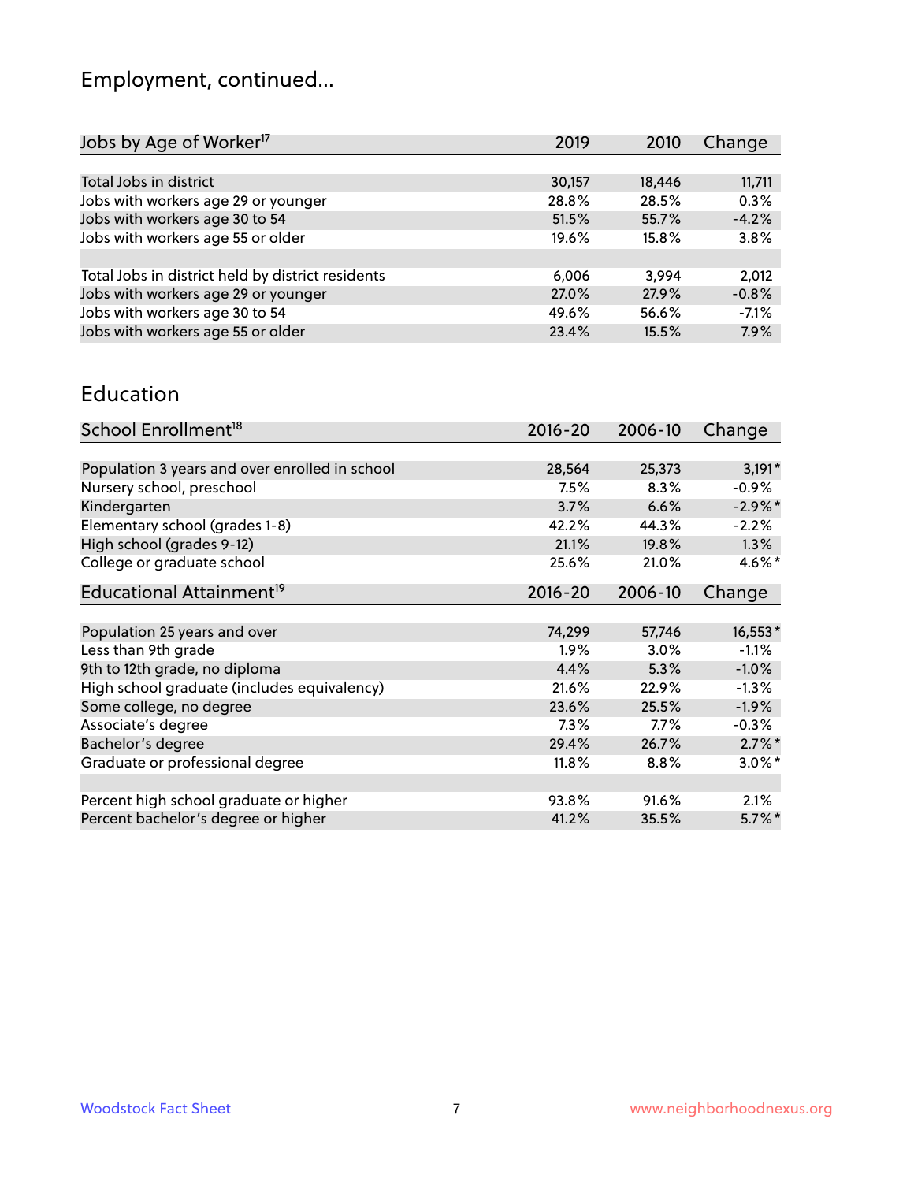## Employment, continued...

| Jobs by Age of Worker[17] | 2019 | 2010 | Change |
|---|---|---|---|
| Total Jobs in district | 30,157 | 18,446 | 11,711 |
| Jobs with workers age 29 or younger | 28.8% | 28.5% | 0.3% |
| Jobs with workers age 30 to 54 | 51.5% | 55.7% | -4.2% |
| Jobs with workers age 55 or older | 19.6% | 15.8% | 3.8% |
| | | | |
| Total Jobs in district held by district residents | 6,006 | 3,994 | 2,012 |
| Jobs with workers age 29 or younger | 27.0% | 27.9% | -0.8% |
| Jobs with workers age 30 to 54 | 49.6% | 56.6% | -7.1% |
| Jobs with workers age 55 or older | 23.4% | 15.5% | 7.9% |

## Education

| School Enrollment[18] | 2016-20 | 2006-10 | Change |
|---|---|---|---|
| Population 3 years and over enrolled in school | 28,564 | 25,373 | 3,191* |
| Nursery school, preschool | 7.5% | 8.3% | -0.9% |
| Kindergarten | 3.7% | 6.6% | -2.9%* |
| Elementary school (grades 1-8) | 42.2% | 44.3% | -2.2% |
| High school (grades 9-12) | 21.1% | 19.8% | 1.3% |
| College or graduate school | 25.6% | 21.0% | 4.6%* |

| Educational Attainment[19] | 2016-20 | 2006-10 | Change |
|---|---|---|---|
| Population 25 years and over | 74,299 | 57,746 | 16,553* |
| Less than 9th grade | 1.9% | 3.0% | -1.1% |
| 9th to 12th grade, no diploma | 4.4% | 5.3% | -1.0% |
| High school graduate (includes equivalency) | 21.6% | 22.9% | -1.3% |
| Some college, no degree | 23.6% | 25.5% | -1.9% |
| Associate's degree | 7.3% | 7.7% | -0.3% |
| Bachelor's degree | 29.4% | 26.7% | 2.7%* |
| Graduate or professional degree | 11.8% | 8.8% | 3.0%* |
| | | | |
| Percent high school graduate or higher | 93.8% | 91.6% | 2.1% |
| Percent bachelor's degree or higher | 41.2% | 35.5% | 5.7%* |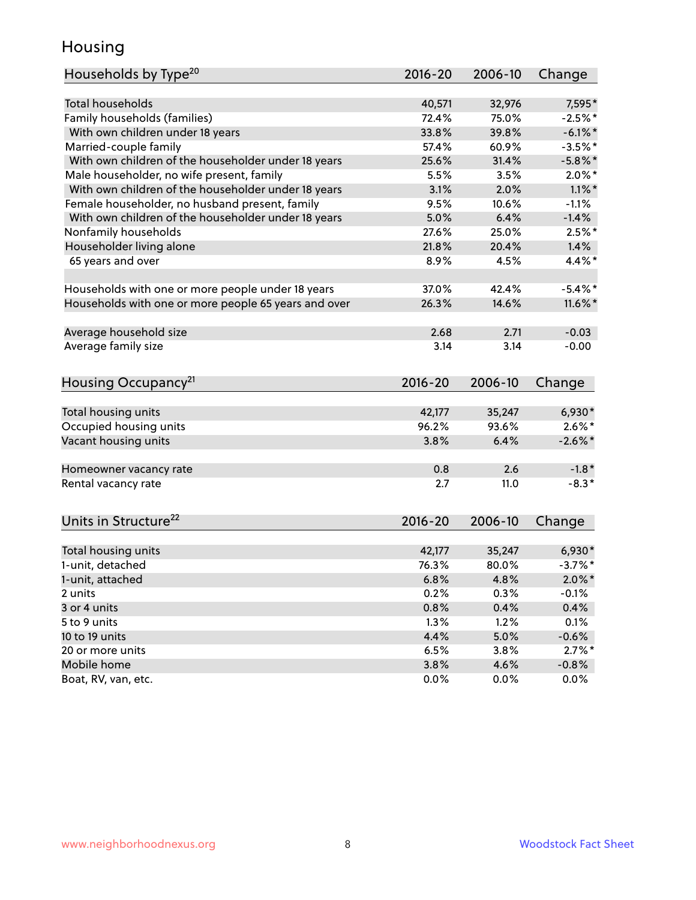# Housing

| Households by Type[20] | 2016-20 | 2006-10 | Change |
|---|---|---|---|
| Total households | 40,571 | 32,976 | 7,595* |
| Family households (families) | 72.4% | 75.0% | -2.5%* |
| With own children under 18 years | 33.8% | 39.8% | -6.1%* |
| Married-couple family | 57.4% | 60.9% | -3.5%* |
| With own children of the householder under 18 years | 25.6% | 31.4% | -5.8%* |
| Male householder, no wife present, family | 5.5% | 3.5% | 2.0%* |
| With own children of the householder under 18 years | 3.1% | 2.0% | 1.1%* |
| Female householder, no husband present, family | 9.5% | 10.6% | -1.1% |
| With own children of the householder under 18 years | 5.0% | 6.4% | -1.4% |
| Nonfamily households | 27.6% | 25.0% | 2.5%* |
| Householder living alone | 21.8% | 20.4% | 1.4% |
| 65 years and over | 8.9% | 4.5% | 4.4%* |
| | | | |
| Households with one or more people under 18 years | 37.0% | 42.4% | -5.4%* |
| Households with one or more people 65 years and over | 26.3% | 14.6% | 11.6%* |
| | | | |
| Average household size | 2.68 | 2.71 | -0.03 |
| Average family size | 3.14 | 3.14 | -0.00 |

| Housing Occupancy[21] | 2016-20 | 2006-10 | Change |
|---|---|---|---|
| Total housing units | 42,177 | 35,247 | 6,930* |
| Occupied housing units | 96.2% | 93.6% | 2.6%* |
| Vacant housing units | 3.8% | 6.4% | -2.6%* |
| | | | |
| Homeowner vacancy rate | 0.8 | 2.6 | -1.8* |
| Rental vacancy rate | 2.7 | 11.0 | -8.3* |

| Units in Structure[22] | 2016-20 | 2006-10 | Change |
|---|---|---|---|
| Total housing units | 42,177 | 35,247 | 6,930* |
| 1-unit, detached | 76.3% | 80.0% | -3.7%* |
| 1-unit, attached | 6.8% | 4.8% | 2.0%* |
| 2 units | 0.2% | 0.3% | -0.1% |
| 3 or 4 units | 0.8% | 0.4% | 0.4% |
| 5 to 9 units | 1.3% | 1.2% | 0.1% |
| 10 to 19 units | 4.4% | 5.0% | -0.6% |
| 20 or more units | 6.5% | 3.8% | 2.7%* |
| Mobile home | 3.8% | 4.6% | -0.8% |
| Boat, RV, van, etc. | 0.0% | 0.0% | 0.0% |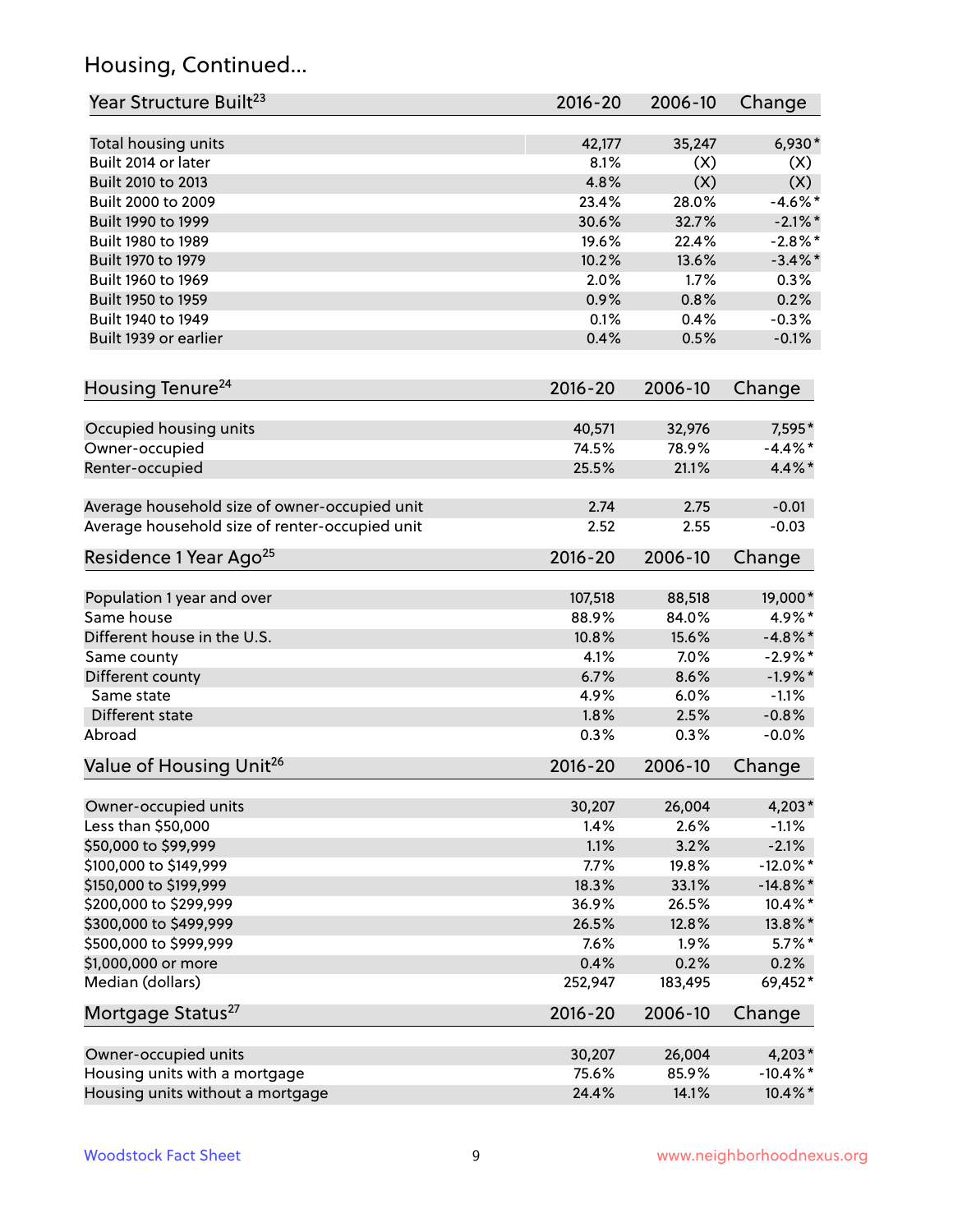## Housing, Continued...

| Year Structure Built[23] | 2016-20 | 2006-10 | Change |
|---|---|---|---|
| Total housing units | 42,177 | 35,247 | 6,930* |
| Built 2014 or later | 8.1% | (X) | (X) |
| Built 2010 to 2013 | 4.8% | (X) | (X) |
| Built 2000 to 2009 | 23.4% | 28.0% | -4.6%* |
| Built 1990 to 1999 | 30.6% | 32.7% | -2.1%* |
| Built 1980 to 1989 | 19.6% | 22.4% | -2.8%* |
| Built 1970 to 1979 | 10.2% | 13.6% | -3.4%* |
| Built 1960 to 1969 | 2.0% | 1.7% | 0.3% |
| Built 1950 to 1959 | 0.9% | 0.8% | 0.2% |
| Built 1940 to 1949 | 0.1% | 0.4% | -0.3% |
| Built 1939 or earlier | 0.4% | 0.5% | -0.1% |

| Housing Tenure[24] | 2016-20 | 2006-10 | Change |
|---|---|---|---|
| Occupied housing units | 40,571 | 32,976 | 7,595* |
| Owner-occupied | 74.5% | 78.9% | -4.4%* |
| Renter-occupied | 25.5% | 21.1% | 4.4%* |
| Average household size of owner-occupied unit | 2.74 | 2.75 | -0.01 |
| Average household size of renter-occupied unit | 2.52 | 2.55 | -0.03 |

| Residence 1 Year Ago[25] | 2016-20 | 2006-10 | Change |
|---|---|---|---|
| Population 1 year and over | 107,518 | 88,518 | 19,000* |
| Same house | 88.9% | 84.0% | 4.9%* |
| Different house in the U.S. | 10.8% | 15.6% | -4.8%* |
| Same county | 4.1% | 7.0% | -2.9%* |
| Different county | 6.7% | 8.6% | -1.9%* |
| Same state | 4.9% | 6.0% | -1.1% |
| Different state | 1.8% | 2.5% | -0.8% |
| Abroad | 0.3% | 0.3% | -0.0% |

| Value of Housing Unit[26] | 2016-20 | 2006-10 | Change |
|---|---|---|---|
| Owner-occupied units | 30,207 | 26,004 | 4,203* |
| Less than $50,000 | 1.4% | 2.6% | -1.1% |
| $50,000 to $99,999 | 1.1% | 3.2% | -2.1% |
| $100,000 to $149,999 | 7.7% | 19.8% | -12.0%* |
| $150,000 to $199,999 | 18.3% | 33.1% | -14.8%* |
| $200,000 to $299,999 | 36.9% | 26.5% | 10.4%* |
| $300,000 to $499,999 | 26.5% | 12.8% | 13.8%* |
| $500,000 to $999,999 | 7.6% | 1.9% | 5.7%* |
| $1,000,000 or more | 0.4% | 0.2% | 0.2% |
| Median (dollars) | 252,947 | 183,495 | 69,452* |

| Mortgage Status[27] | 2016-20 | 2006-10 | Change |
|---|---|---|---|
| Owner-occupied units | 30,207 | 26,004 | 4,203* |
| Housing units with a mortgage | 75.6% | 85.9% | -10.4%* |
| Housing units without a mortgage | 24.4% | 14.1% | 10.4%* |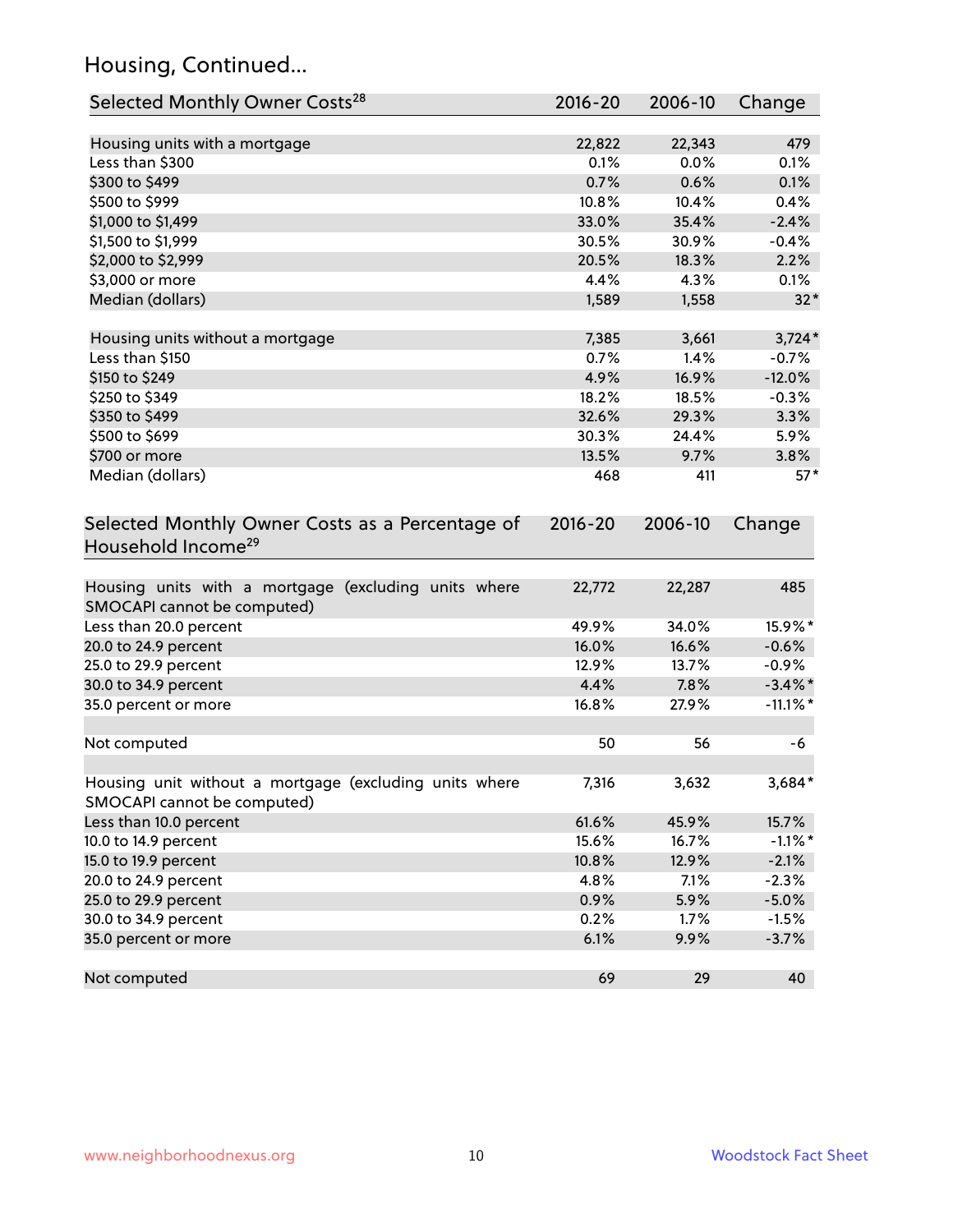## Housing, Continued...

| Selected Monthly Owner Costs[28] | 2016-20 | 2006-10 | Change |
|---|---|---|---|
| Housing units with a mortgage | 22,822 | 22,343 | 479 |
| Less than $300 | 0.1% | 0.0% | 0.1% |
| $300 to $499 | 0.7% | 0.6% | 0.1% |
| $500 to $999 | 10.8% | 10.4% | 0.4% |
| $1,000 to $1,499 | 33.0% | 35.4% | -2.4% |
| $1,500 to $1,999 | 30.5% | 30.9% | -0.4% |
| $2,000 to $2,999 | 20.5% | 18.3% | 2.2% |
| $3,000 or more | 4.4% | 4.3% | 0.1% |
| Median (dollars) | 1,589 | 1,558 | 32* |
| | | | |
| Housing units without a mortgage | 7,385 | 3,661 | 3,724* |
| Less than $150 | 0.7% | 1.4% | -0.7% |
| $150 to $249 | 4.9% | 16.9% | -12.0% |
| $250 to $349 | 18.2% | 18.5% | -0.3% |
| $350 to $499 | 32.6% | 29.3% | 3.3% |
| $500 to $699 | 30.3% | 24.4% | 5.9% |
| $700 or more | 13.5% | 9.7% | 3.8% |
| Median (dollars) | 468 | 411 | 57* |

| Selected Monthly Owner Costs as a Percentage of Household Income[29] | 2016-20 | 2006-10 | Change |
|---|---|---|---|
| Housing units with a mortgage (excluding units where SMOCAPI cannot be computed) | 22,772 | 22,287 | 485 |
| Less than 20.0 percent | 49.9% | 34.0% | 15.9%* |
| 20.0 to 24.9 percent | 16.0% | 16.6% | -0.6% |
| 25.0 to 29.9 percent | 12.9% | 13.7% | -0.9% |
| 30.0 to 34.9 percent | 4.4% | 7.8% | -3.4%* |
| 35.0 percent or more | 16.8% | 27.9% | -11.1%* |
| | | | |
| Not computed | 50 | 56 | -6 |
| | | | |
| Housing unit without a mortgage (excluding units where SMOCAPI cannot be computed) | 7,316 | 3,632 | 3,684* |
| Less than 10.0 percent | 61.6% | 45.9% | 15.7% |
| 10.0 to 14.9 percent | 15.6% | 16.7% | -1.1%* |
| 15.0 to 19.9 percent | 10.8% | 12.9% | -2.1% |
| 20.0 to 24.9 percent | 4.8% | 7.1% | -2.3% |
| 25.0 to 29.9 percent | 0.9% | 5.9% | -5.0% |
| 30.0 to 34.9 percent | 0.2% | 1.7% | -1.5% |
| 35.0 percent or more | 6.1% | 9.9% | -3.7% |
| | | | |
| Not computed | 69 | 29 | 40 |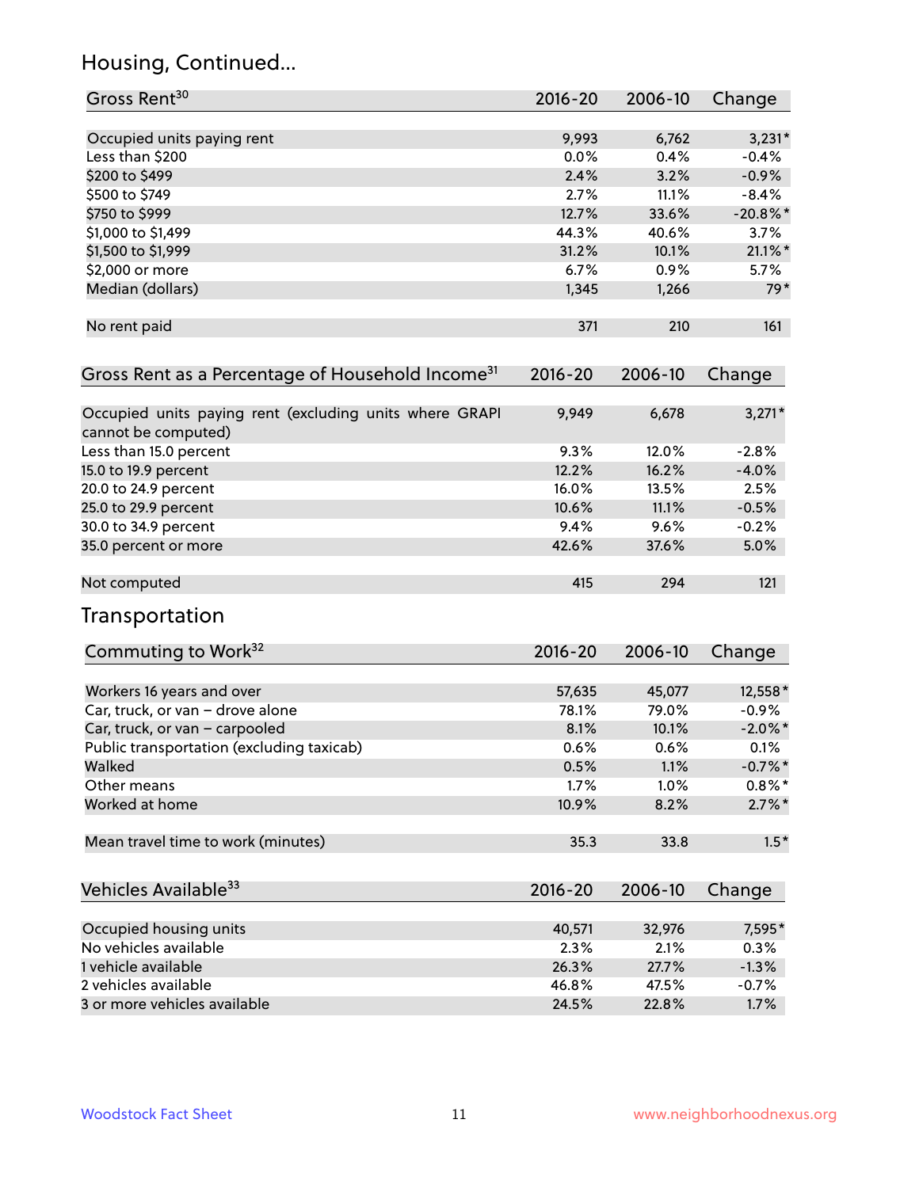## Housing, Continued...

| Gross Rent[30] | 2016-20 | 2006-10 | Change |
|---|---|---|---|
| Occupied units paying rent | 9,993 | 6,762 | 3,231* |
| Less than $200 | 0.0% | 0.4% | -0.4% |
| $200 to $499 | 2.4% | 3.2% | -0.9% |
| $500 to $749 | 2.7% | 11.1% | -8.4% |
| $750 to $999 | 12.7% | 33.6% | -20.8%* |
| $1,000 to $1,499 | 44.3% | 40.6% | 3.7% |
| $1,500 to $1,999 | 31.2% | 10.1% | 21.1%* |
| $2,000 or more | 6.7% | 0.9% | 5.7% |
| Median (dollars) | 1,345 | 1,266 | 79* |
| No rent paid | 371 | 210 | 161 |

| Gross Rent as a Percentage of Household Income[31] | 2016-20 | 2006-10 | Change |
|---|---|---|---|
| Occupied units paying rent (excluding units where GRAPI cannot be computed) | 9,949 | 6,678 | 3,271* |
| Less than 15.0 percent | 9.3% | 12.0% | -2.8% |
| 15.0 to 19.9 percent | 12.2% | 16.2% | -4.0% |
| 20.0 to 24.9 percent | 16.0% | 13.5% | 2.5% |
| 25.0 to 29.9 percent | 10.6% | 11.1% | -0.5% |
| 30.0 to 34.9 percent | 9.4% | 9.6% | -0.2% |
| 35.0 percent or more | 42.6% | 37.6% | 5.0% |
| Not computed | 415 | 294 | 121 |

## Transportation

| Commuting to Work[32] | 2016-20 | 2006-10 | Change |
|---|---|---|---|
| Workers 16 years and over | 57,635 | 45,077 | 12,558* |
| Car, truck, or van – drove alone | 78.1% | 79.0% | -0.9% |
| Car, truck, or van – carpooled | 8.1% | 10.1% | -2.0%* |
| Public transportation (excluding taxicab) | 0.6% | 0.6% | 0.1% |
| Walked | 0.5% | 1.1% | -0.7%* |
| Other means | 1.7% | 1.0% | 0.8%* |
| Worked at home | 10.9% | 8.2% | 2.7%* |
| Mean travel time to work (minutes) | 35.3 | 33.8 | 1.5* |

| Vehicles Available[33] | 2016-20 | 2006-10 | Change |
|---|---|---|---|
| Occupied housing units | 40,571 | 32,976 | 7,595* |
| No vehicles available | 2.3% | 2.1% | 0.3% |
| 1 vehicle available | 26.3% | 27.7% | -1.3% |
| 2 vehicles available | 46.8% | 47.5% | -0.7% |
| 3 or more vehicles available | 24.5% | 22.8% | 1.7% |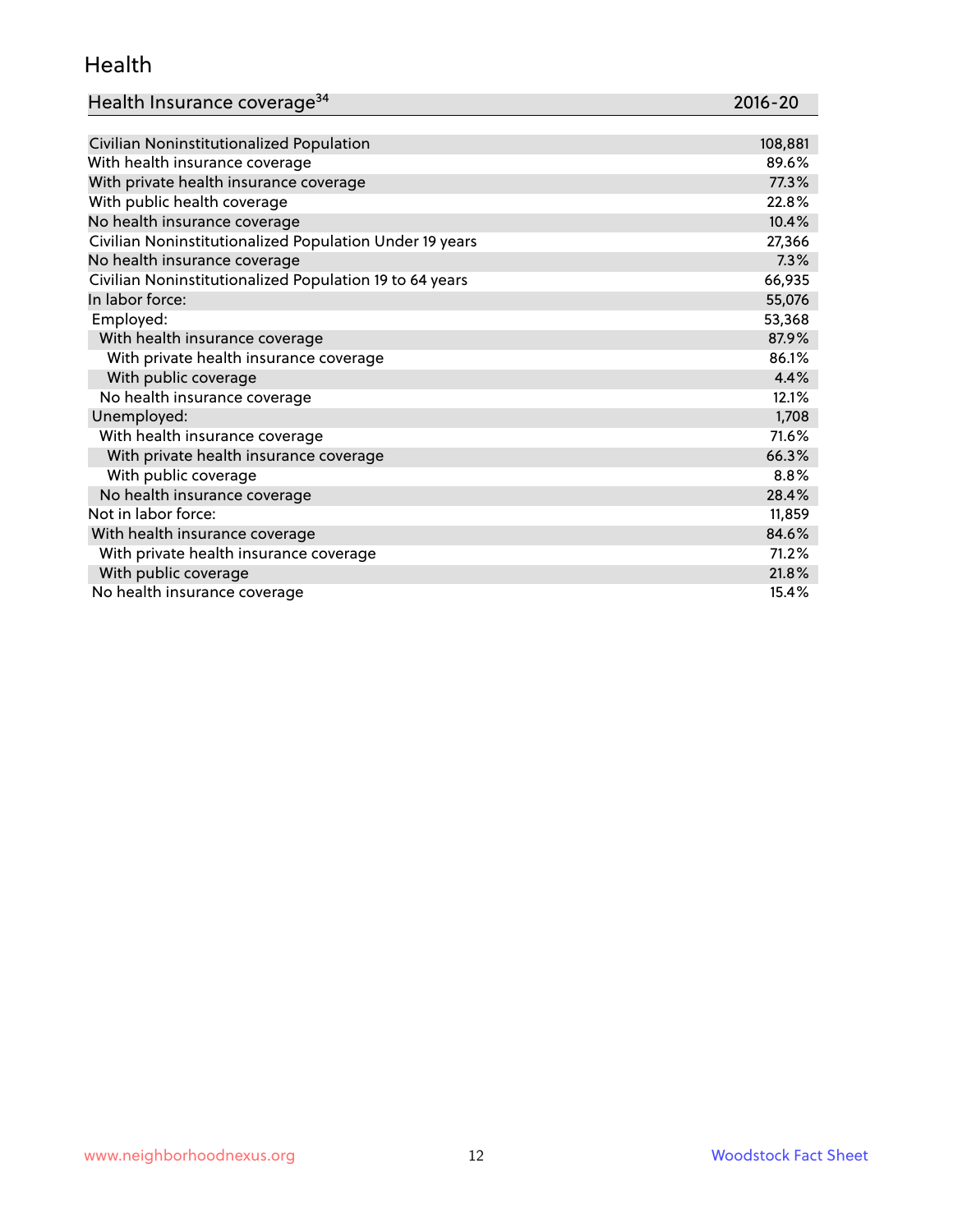## Health

| Health Insurance coverage[34] | 2016-20 |
|---|---|
| Civilian Noninstitutionalized Population | 108,881 |
| With health insurance coverage | 89.6% |
| With private health insurance coverage | 77.3% |
| With public health coverage | 22.8% |
| No health insurance coverage | 10.4% |
| Civilian Noninstitutionalized Population Under 19 years | 27,366 |
| No health insurance coverage | 7.3% |
| Civilian Noninstitutionalized Population 19 to 64 years | 66,935 |
| In labor force: | 55,076 |
| Employed: | 53,368 |
| With health insurance coverage | 87.9% |
| With private health insurance coverage | 86.1% |
| With public coverage | 4.4% |
| No health insurance coverage | 12.1% |
| Unemployed: | 1,708 |
| With health insurance coverage | 71.6% |
| With private health insurance coverage | 66.3% |
| With public coverage | 8.8% |
| No health insurance coverage | 28.4% |
| Not in labor force: | 11,859 |
| With health insurance coverage | 84.6% |
| With private health insurance coverage | 71.2% |
| With public coverage | 21.8% |
| No health insurance coverage | 15.4% |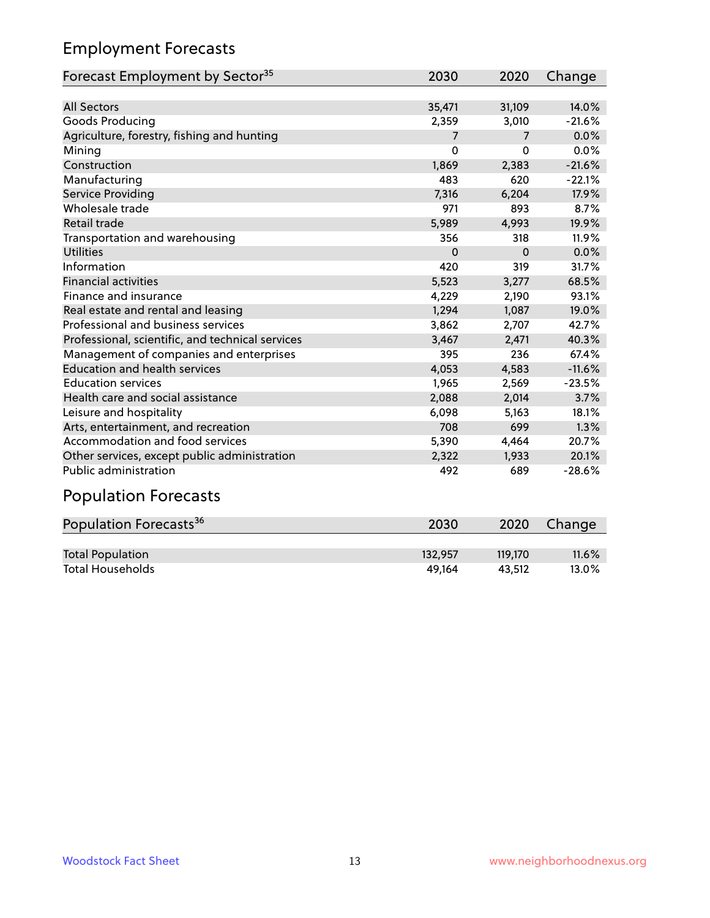## Employment Forecasts

| Forecast Employment by Sector[35] | 2030 | 2020 | Change |
|---|---|---|---|
| All Sectors | 35,471 | 31,109 | 14.0% |
| Goods Producing | 2,359 | 3,010 | -21.6% |
| Agriculture, forestry, fishing and hunting | 7 | 7 | 0.0% |
| Mining | 0 | 0 | 0.0% |
| Construction | 1,869 | 2,383 | -21.6% |
| Manufacturing | 483 | 620 | -22.1% |
| Service Providing | 7,316 | 6,204 | 17.9% |
| Wholesale trade | 971 | 893 | 8.7% |
| Retail trade | 5,989 | 4,993 | 19.9% |
| Transportation and warehousing | 356 | 318 | 11.9% |
| Utilities | 0 | 0 | 0.0% |
| Information | 420 | 319 | 31.7% |
| Financial activities | 5,523 | 3,277 | 68.5% |
| Finance and insurance | 4,229 | 2,190 | 93.1% |
| Real estate and rental and leasing | 1,294 | 1,087 | 19.0% |
| Professional and business services | 3,862 | 2,707 | 42.7% |
| Professional, scientific, and technical services | 3,467 | 2,471 | 40.3% |
| Management of companies and enterprises | 395 | 236 | 67.4% |
| Education and health services | 4,053 | 4,583 | -11.6% |
| Education services | 1,965 | 2,569 | -23.5% |
| Health care and social assistance | 2,088 | 2,014 | 3.7% |
| Leisure and hospitality | 6,098 | 5,163 | 18.1% |
| Arts, entertainment, and recreation | 708 | 699 | 1.3% |
| Accommodation and food services | 5,390 | 4,464 | 20.7% |
| Other services, except public administration | 2,322 | 1,933 | 20.1% |
| Public administration | 492 | 689 | -28.6% |

## Population Forecasts

| Population Forecasts[36] | 2030 | 2020 | Change |
|---|---|---|---|
| Total Population | 132,957 | 119,170 | 11.6% |
| Total Households | 49,164 | 43,512 | 13.0% |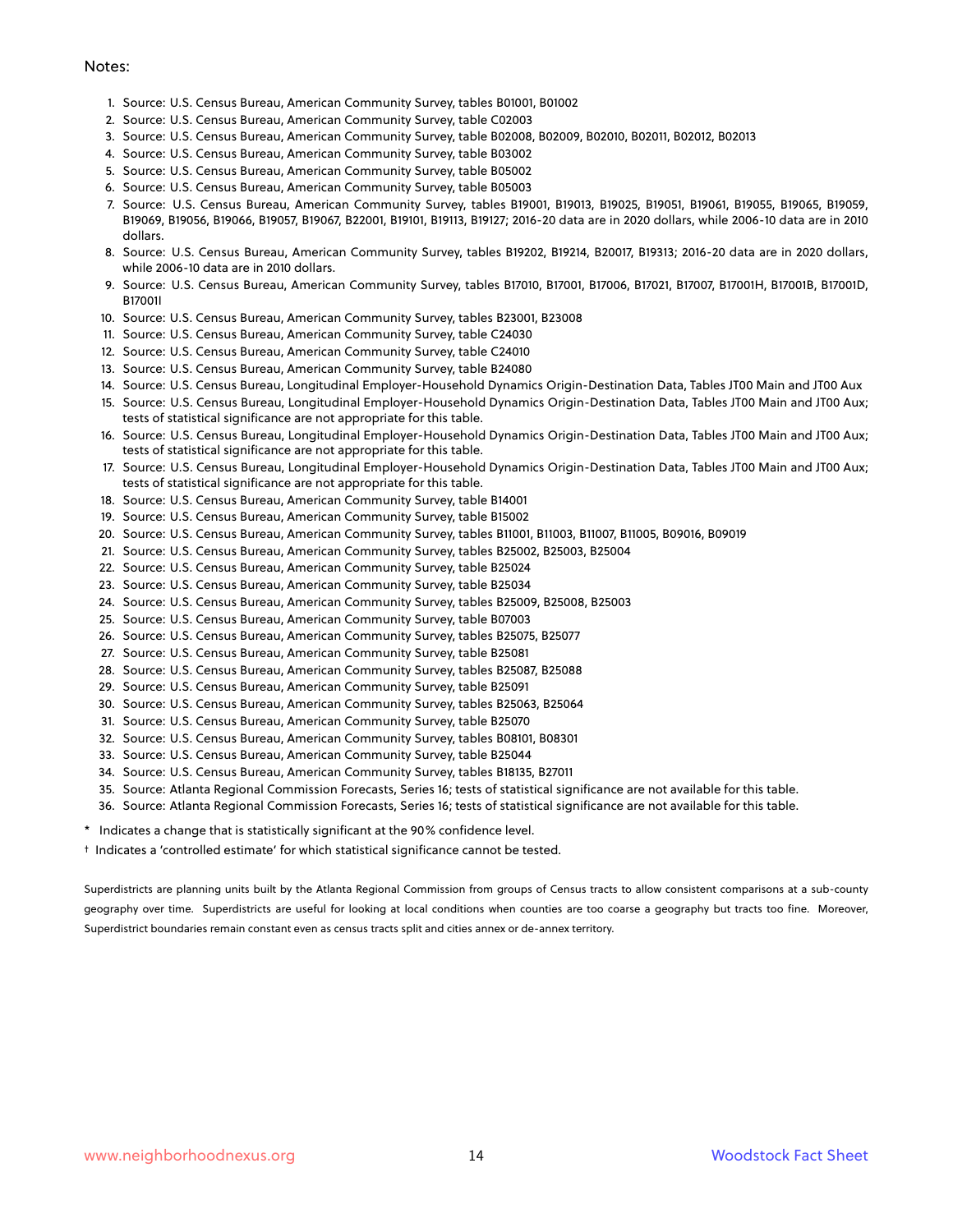Notes:

1. Source: U.S. Census Bureau, American Community Survey, tables B01001, B01002
2. Source: U.S. Census Bureau, American Community Survey, table C02003
3. Source: U.S. Census Bureau, American Community Survey, table B02008, B02009, B02010, B02011, B02012, B02013
4. Source: U.S. Census Bureau, American Community Survey, table B03002
5. Source: U.S. Census Bureau, American Community Survey, table B05002
6. Source: U.S. Census Bureau, American Community Survey, table B05003
7. Source: U.S. Census Bureau, American Community Survey, tables B19001, B19013, B19025, B19051, B19061, B19055, B19065, B19059, B19069, B19056, B19066, B19057, B19067, B22001, B19101, B19113, B19127; 2016-20 data are in 2020 dollars, while 2006-10 data are in 2010 dollars.
8. Source: U.S. Census Bureau, American Community Survey, tables B19202, B19214, B20017, B19313; 2016-20 data are in 2020 dollars, while 2006-10 data are in 2010 dollars.
9. Source: U.S. Census Bureau, American Community Survey, tables B17010, B17001, B17006, B17021, B17007, B17001H, B17001B, B17001D, B17001I
10. Source: U.S. Census Bureau, American Community Survey, tables B23001, B23008
11. Source: U.S. Census Bureau, American Community Survey, table C24030
12. Source: U.S. Census Bureau, American Community Survey, table C24010
13. Source: U.S. Census Bureau, American Community Survey, table B24080
14. Source: U.S. Census Bureau, Longitudinal Employer-Household Dynamics Origin-Destination Data, Tables JT00 Main and JT00 Aux
15. Source: U.S. Census Bureau, Longitudinal Employer-Household Dynamics Origin-Destination Data, Tables JT00 Main and JT00 Aux; tests of statistical significance are not appropriate for this table.
16. Source: U.S. Census Bureau, Longitudinal Employer-Household Dynamics Origin-Destination Data, Tables JT00 Main and JT00 Aux; tests of statistical significance are not appropriate for this table.
17. Source: U.S. Census Bureau, Longitudinal Employer-Household Dynamics Origin-Destination Data, Tables JT00 Main and JT00 Aux; tests of statistical significance are not appropriate for this table.
18. Source: U.S. Census Bureau, American Community Survey, table B14001
19. Source: U.S. Census Bureau, American Community Survey, table B15002
20. Source: U.S. Census Bureau, American Community Survey, tables B11001, B11003, B11007, B11005, B09016, B09019
21. Source: U.S. Census Bureau, American Community Survey, tables B25002, B25003, B25004
22. Source: U.S. Census Bureau, American Community Survey, table B25024
23. Source: U.S. Census Bureau, American Community Survey, table B25034
24. Source: U.S. Census Bureau, American Community Survey, tables B25009, B25008, B25003
25. Source: U.S. Census Bureau, American Community Survey, table B07003
26. Source: U.S. Census Bureau, American Community Survey, tables B25075, B25077
27. Source: U.S. Census Bureau, American Community Survey, table B25081
28. Source: U.S. Census Bureau, American Community Survey, tables B25087, B25088
29. Source: U.S. Census Bureau, American Community Survey, table B25091
30. Source: U.S. Census Bureau, American Community Survey, tables B25063, B25064
31. Source: U.S. Census Bureau, American Community Survey, table B25070
32. Source: U.S. Census Bureau, American Community Survey, tables B08101, B08301
33. Source: U.S. Census Bureau, American Community Survey, table B25044
34. Source: U.S. Census Bureau, American Community Survey, tables B18135, B27011
35. Source: Atlanta Regional Commission Forecasts, Series 16; tests of statistical significance are not available for this table.
36. Source: Atlanta Regional Commission Forecasts, Series 16; tests of statistical significance are not available for this table.

\* Indicates a change that is statistically significant at the 90% confidence level.

† Indicates a 'controlled estimate' for which statistical significance cannot be tested.

Superdistricts are planning units built by the Atlanta Regional Commission from groups of Census tracts to allow consistent comparisons at a sub-county geography over time. Superdistricts are useful for looking at local conditions when counties are too coarse a geography but tracts too fine. Moreover, Superdistrict boundaries remain constant even as census tracts split and cities annex or de-annex territory.